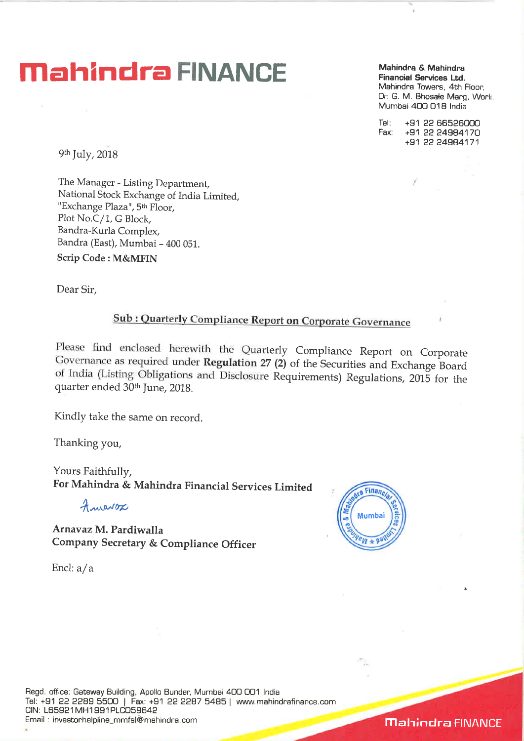# Mahindra FINANCE

**Mahindra & Mahindra Financial Services Ltd.**
Mahindra Towers, 4th Floor,
Dr. G. M. Bhosale Marg, Worli,
Mumbai 400 018 India

Tel: +91 22 66526000
Fax: +91 22 24984170
+91 22 24984171

9th July, 2018

The Manager - Listing Department,
National Stock Exchange of India Limited,
"Exchange Plaza", 5th Floor,
Plot No.C/1, G Block,
Bandra-Kurla Complex,
Bandra (East), Mumbai – 400 051.

**Scrip Code : M&MFIN**

Dear Sir,

**Sub : Quarterly Compliance Report on Corporate Governance**

Please find enclosed herewith the Quarterly Compliance Report on Corporate Governance as required under **Regulation 27 (2)** of the Securities and Exchange Board of India (Listing Obligations and Disclosure Requirements) Regulations, 2015 for the quarter ended 30th June, 2018.

Kindly take the same on record.

Thanking you,

Yours Faithfully,
**For Mahindra & Mahindra Financial Services Limited**

Arnavaz

**Arnavaz M. Pardiwalla**
**Company Secretary & Compliance Officer**

Encl: a/a

Regd. office: Gateway Building, Apollo Bunder, Mumbai 400 001 India
Tel: +91 22 2289 5500 | Fax: +91 22 2287 5485 | www.mahindrafinance.com
CIN: L65921MH1991PLC059642
Email : investorhelpline_mmfsl@mahindra.com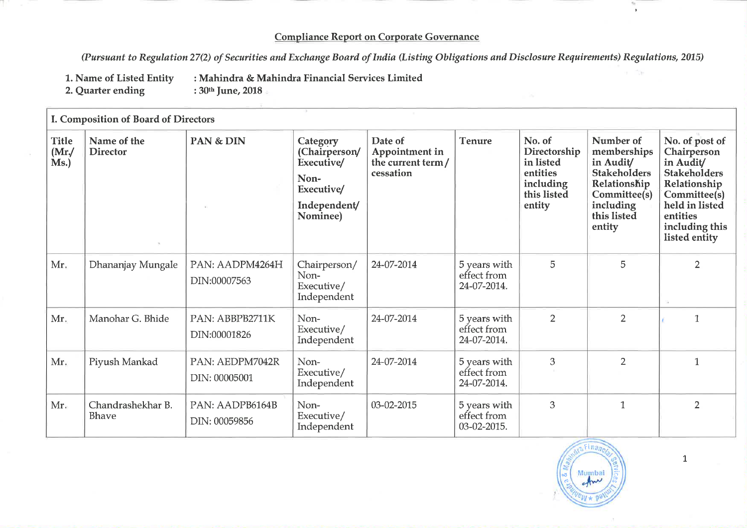## Compliance Report on Corporate Governance

*(Pursuant to Regulation 27(2) of Securities and Exchange Board of India (Listing Obligations and Disclosure Requirements) Regulations, 2015)*

**1. Name of Listed Entity : Mahindra & Mahindra Financial Services Limited**

**2. Quarter ending : 30th June, 2018**

| I. Composition of Board of Directors | | | | | | | | |
|---|---|---|---|---|---|---|---|---|
| **Title (Mr./ Ms.)** | **Name of the Director** | **PAN & DIN** | **Category (Chairperson/ Executive/ Non-Executive/ Independent/ Nominee)** | **Date of Appointment in the current term / cessation** | **Tenure** | **No. of Directorship in listed entities including this listed entity** | **Number of memberships in Audit/ Stakeholders Relationship Committee(s) including this listed entity** | **No. of post of Chairperson in Audit/ Stakeholders Relationship Committee(s) held in listed entities including this listed entity** |
| Mr. | Dhananjay Mungale | PAN: AADPM4264H DIN:00007563 | Chairperson/ Non-Executive/ Independent | 24-07-2014 | 5 years with effect from 24-07-2014. | 5 | 5 | 2 |
| Mr. | Manohar G. Bhide | PAN: ABBPB2711K DIN:00001826 | Non-Executive/ Independent | 24-07-2014 | 5 years with effect from 24-07-2014. | 2 | 2 | 1 |
| Mr. | Piyush Mankad | PAN: AEDPM7042R DIN: 00005001 | Non-Executive/ Independent | 24-07-2014 | 5 years with effect from 24-07-2014. | 3 | 2 | 1 |
| Mr. | Chandrashekhar B. Bhave | PAN: AADPB6164B DIN: 00059856 | Non-Executive/ Independent | 03-02-2015 | 5 years with effect from 03-02-2015. | 3 | 1 | 2 |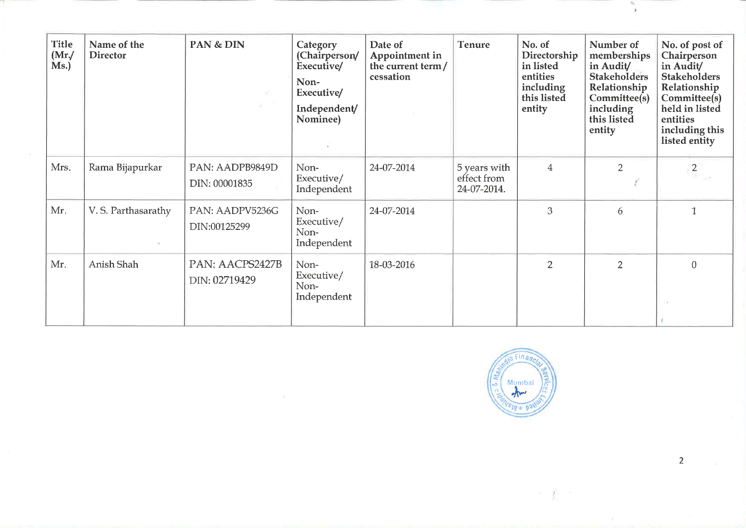| Title (Mr./ Ms.) | Name of the Director | PAN & DIN | Category (Chairperson/ Executive/ Non-Executive/ Independent/ Nominee) | Date of Appointment in the current term / cessation | Tenure | No. of Directorship in listed entities including this listed entity | Number of memberships in Audit/ Stakeholders Relationship Committee(s) including this listed entity | No. of post of Chairperson in Audit/ Stakeholders Relationship Committee(s) held in listed entities including this listed entity |
|---|---|---|---|---|---|---|---|---|
| Mrs. | Rama Bijapurkar | PAN: AADPB9849D DIN: 00001835 | Non-Executive/ Independent | 24-07-2014 | 5 years with effect from 24-07-2014. | 4 | 2 | 2 |
| Mr. | V. S. Parthasarathy | PAN: AADPV5236G DIN:00125299 | Non-Executive/ Non-Independent | 24-07-2014 | | 3 | 6 | 1 |
| Mr. | Anish Shah | PAN: AACPS2427B DIN: 02719429 | Non-Executive/ Non-Independent | 18-03-2016 | | 2 | 2 | 0 |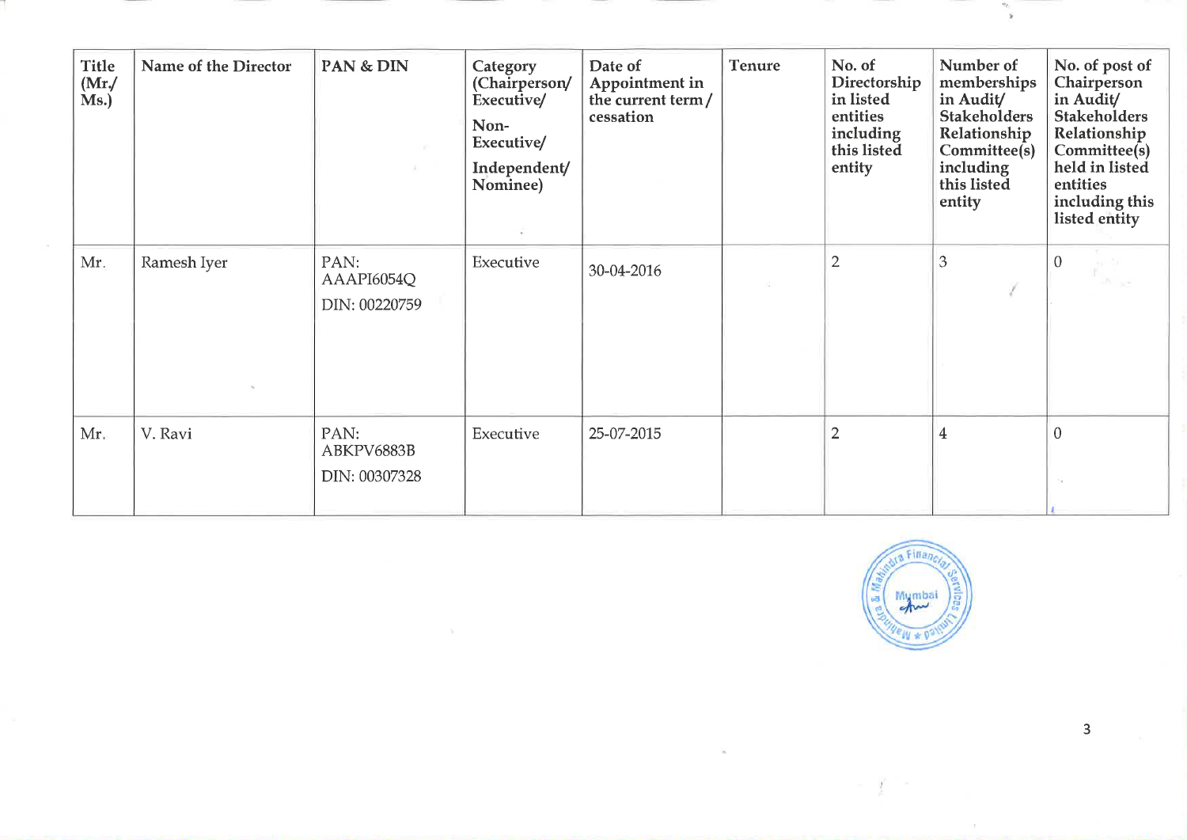| Title (Mr./ Ms.) | Name of the Director | PAN & DIN | Category (Chairperson/ Executive/ Non-Executive/ Independent/ Nominee) | Date of Appointment in the current term / cessation | Tenure | No. of Directorship in listed entities including this listed entity | Number of memberships in Audit/ Stakeholders Relationship Committee(s) including this listed entity | No. of post of Chairperson in Audit/ Stakeholders Relationship Committee(s) held in listed entities including this listed entity |
|---|---|---|---|---|---|---|---|---|
| Mr. | Ramesh Iyer | PAN: AAAPI6054Q DIN: 00220759 | Executive | 30-04-2016 | | 2 | 3 | 0 |
| Mr. | V. Ravi | PAN: ABKPV6883B DIN: 00307328 | Executive | 25-07-2015 | | 2 | 4 | 0 |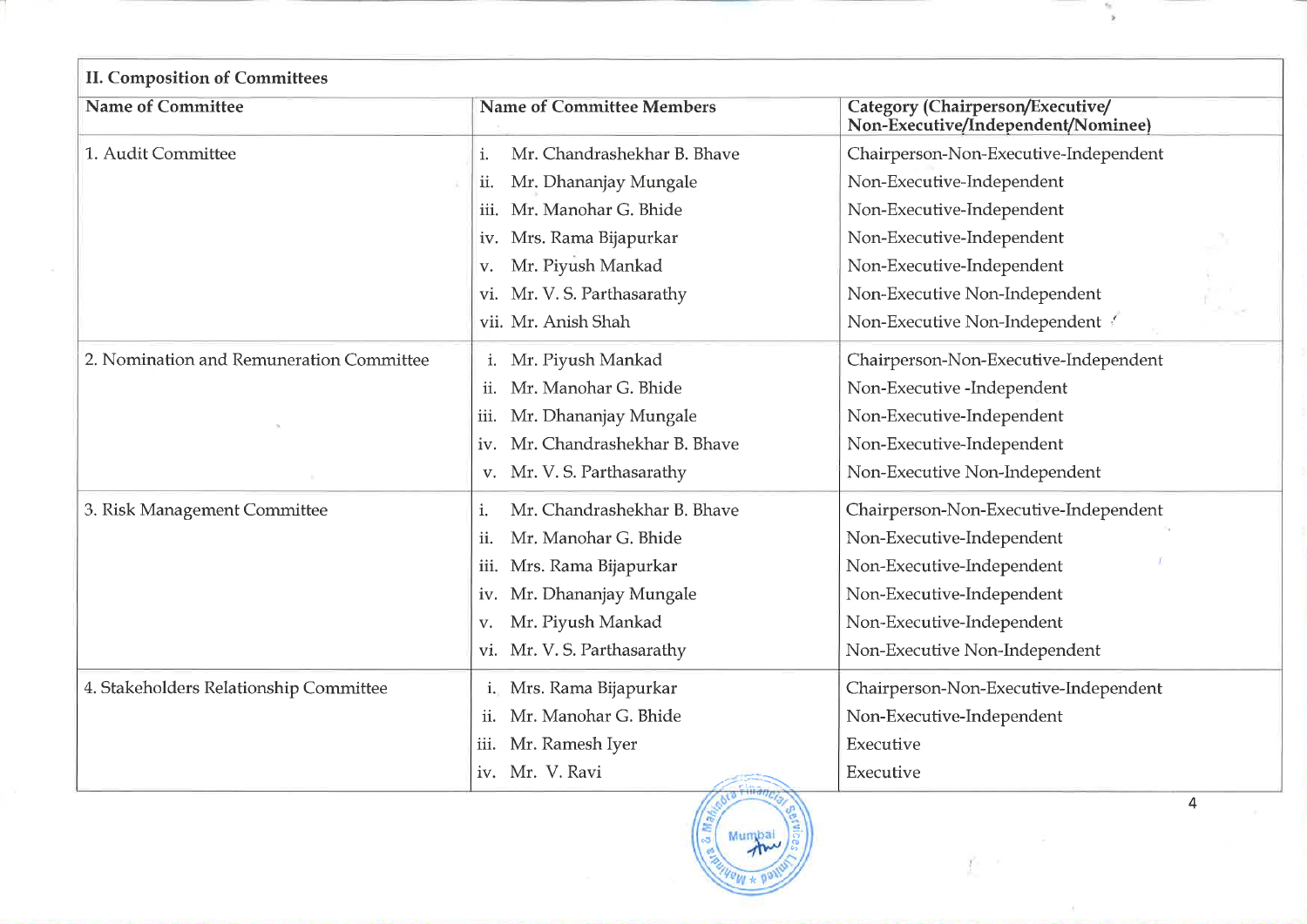| II. Composition of Committees | | |
|---|---|---|
| **Name of Committee** | **Name of Committee Members** | **Category (Chairperson/Executive/ Non-Executive/Independent/Nominee)** |
| 1. Audit Committee | i. Mr. Chandrashekhar B. Bhave | Chairperson-Non-Executive-Independent |
| | ii. Mr. Dhananjay Mungale | Non-Executive-Independent |
| | iii. Mr. Manohar G. Bhide | Non-Executive-Independent |
| | iv. Mrs. Rama Bijapurkar | Non-Executive-Independent |
| | v. Mr. Piyush Mankad | Non-Executive-Independent |
| | vi. Mr. V. S. Parthasarathy | Non-Executive Non-Independent |
| | vii. Mr. Anish Shah | Non-Executive Non-Independent |
| 2. Nomination and Remuneration Committee | i. Mr. Piyush Mankad | Chairperson-Non-Executive-Independent |
| | ii. Mr. Manohar G. Bhide | Non-Executive -Independent |
| | iii. Mr. Dhananjay Mungale | Non-Executive-Independent |
| | iv. Mr. Chandrashekhar B. Bhave | Non-Executive-Independent |
| | v. Mr. V. S. Parthasarathy | Non-Executive Non-Independent |
| 3. Risk Management Committee | i. Mr. Chandrashekhar B. Bhave | Chairperson-Non-Executive-Independent |
| | ii. Mr. Manohar G. Bhide | Non-Executive-Independent |
| | iii. Mrs. Rama Bijapurkar | Non-Executive-Independent |
| | iv. Mr. Dhananjay Mungale | Non-Executive-Independent |
| | v. Mr. Piyush Mankad | Non-Executive-Independent |
| | vi. Mr. V. S. Parthasarathy | Non-Executive Non-Independent |
| 4. Stakeholders Relationship Committee | i. Mrs. Rama Bijapurkar | Chairperson-Non-Executive-Independent |
| | ii. Mr. Manohar G. Bhide | Non-Executive-Independent |
| | iii. Mr. Ramesh Iyer | Executive |
| | iv. Mr. V. Ravi | Executive |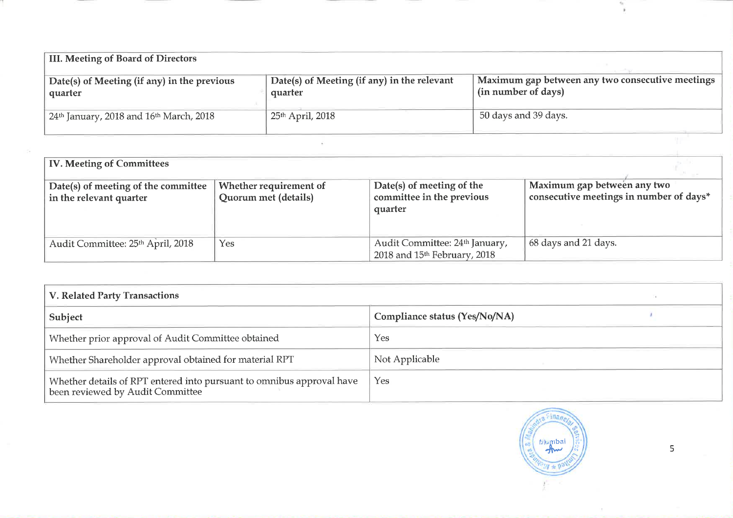| III. Meeting of Board of Directors | | |
|---|---|---|
| **Date(s) of Meeting (if any) in the previous quarter** | **Date(s) of Meeting (if any) in the relevant quarter** | **Maximum gap between any two consecutive meetings (in number of days)** |
| 24th January, 2018 and 16th March, 2018 | 25th April, 2018 | 50 days and 39 days. |

| IV. Meeting of Committees | | | |
|---|---|---|---|
| **Date(s) of meeting of the committee in the relevant quarter** | **Whether requirement of Quorum met (details)** | **Date(s) of meeting of the committee in the previous quarter** | **Maximum gap between any two consecutive meetings in number of days*** |
| Audit Committee: 25th April, 2018 | Yes | Audit Committee: 24th January, 2018 and 15th February, 2018 | 68 days and 21 days. |

| V. Related Party Transactions | |
|---|---|
| **Subject** | **Compliance status (Yes/No/NA)** |
| Whether prior approval of Audit Committee obtained | Yes |
| Whether Shareholder approval obtained for material RPT | Not Applicable |
| Whether details of RPT entered into pursuant to omnibus approval have been reviewed by Audit Committee | Yes |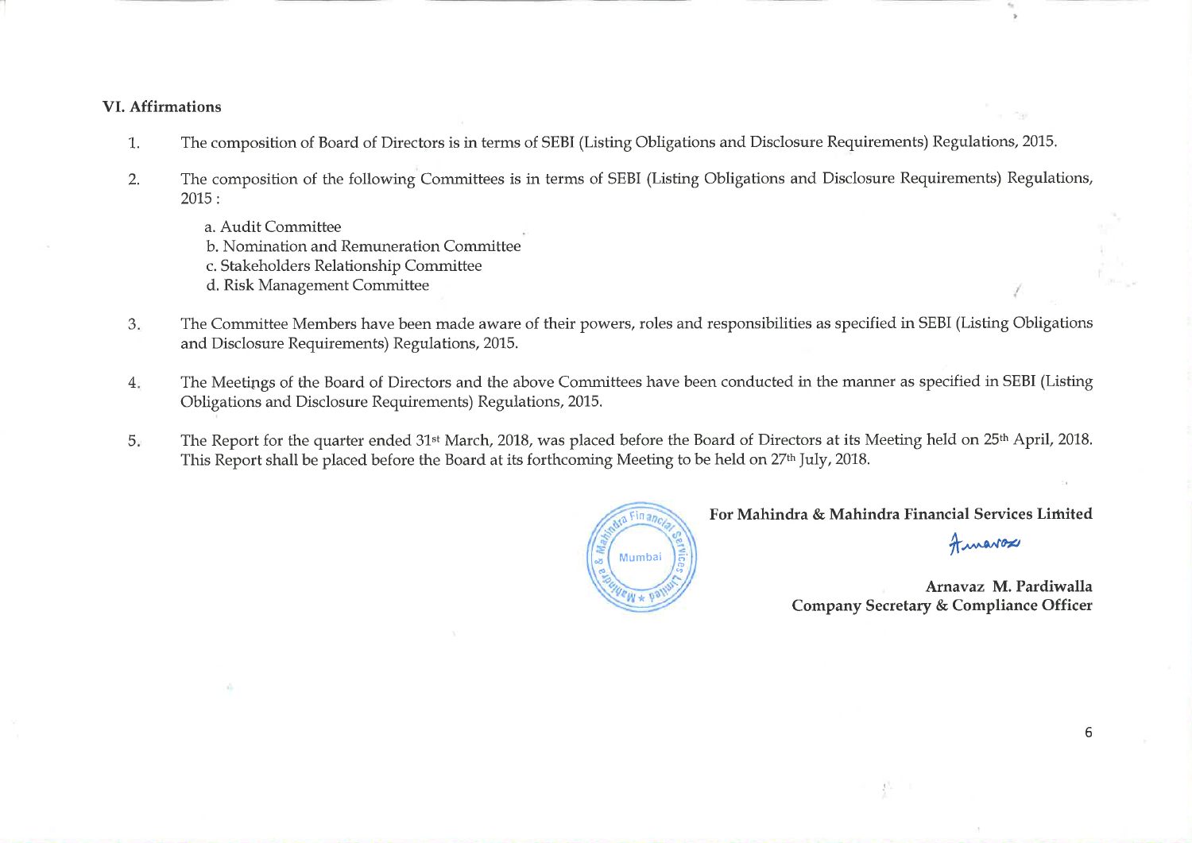## VI. Affirmations

1. The composition of Board of Directors is in terms of SEBI (Listing Obligations and Disclosure Requirements) Regulations, 2015.

2. The composition of the following Committees is in terms of SEBI (Listing Obligations and Disclosure Requirements) Regulations, 2015 :

   a. Audit Committee
   b. Nomination and Remuneration Committee
   c. Stakeholders Relationship Committee
   d. Risk Management Committee

3. The Committee Members have been made aware of their powers, roles and responsibilities as specified in SEBI (Listing Obligations and Disclosure Requirements) Regulations, 2015.

4. The Meetings of the Board of Directors and the above Committees have been conducted in the manner as specified in SEBI (Listing Obligations and Disclosure Requirements) Regulations, 2015.

5. The Report for the quarter ended 31st March, 2018, was placed before the Board of Directors at its Meeting held on 25th April, 2018. This Report shall be placed before the Board at its forthcoming Meeting to be held on 27th July, 2018.

**For Mahindra & Mahindra Financial Services Limited**

**Arnavaz M. Pardiwalla**
**Company Secretary & Compliance Officer**